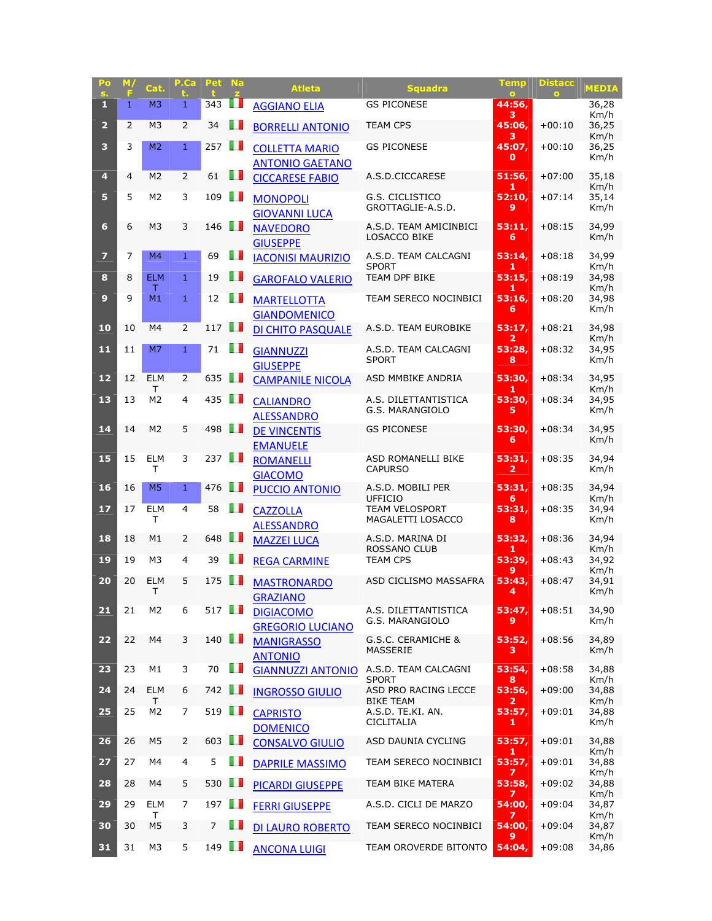| Pos. | M/F | Cat. | P.Cat. | Pett | Naz | Atleta | Squadra | Tempo | Distacco | MEDIA |
|---|---|---|---|---|---|---|---|---|---|---|
| 1 | 1 | M3 | 1 | 343 | | AGGIANO ELIA | GS PICONESE | 44:56,3 | | 36,28 Km/h |
| 2 | 2 | M3 | 2 | 34 | | BORRELLI ANTONIO | TEAM CPS | 45:06,3 | +00:10 | 36,25 Km/h |
| 3 | 3 | M2 | 1 | 257 | | COLLETTA MARIO ANTONIO GAETANO | GS PICONESE | 45:07,0 | +00:10 | 36,25 Km/h |
| 4 | 4 | M2 | 2 | 61 | | CICCARESE FABIO | A.S.D.CICCARESE | 51:56,1 | +07:00 | 35,18 Km/h |
| 5 | 5 | M2 | 3 | 109 | | MONOPOLI GIOVANNI LUCA | G.S. CICLISTICO GROTTAGLIE-A.S.D. | 52:10,9 | +07:14 | 35,14 Km/h |
| 6 | 6 | M3 | 3 | 146 | | NAVEDORO GIUSEPPE | A.S.D. TEAM AMICINBICI LOSACCO BIKE | 53:11,6 | +08:15 | 34,99 Km/h |
| 7 | 7 | M4 | 1 | 69 | | IACONISI MAURIZIO | A.S.D. TEAM CALCAGNI SPORT | 53:14,1 | +08:18 | 34,99 Km/h |
| 8 | 8 | ELMT | 1 | 19 | | GAROFALO VALERIO | TEAM DPF BIKE | 53:15,1 | +08:19 | 34,98 Km/h |
| 9 | 9 | M1 | 1 | 12 | | MARTELLOTTA GIANDOMENICO | TEAM SERECO NOCINBICI | 53:16,6 | +08:20 | 34,98 Km/h |
| 10 | 10 | M4 | 2 | 117 | | DI CHITO PASQUALE | A.S.D. TEAM EUROBIKE | 53:17,2 | +08:21 | 34,98 Km/h |
| 11 | 11 | M7 | 1 | 71 | | GIANNUZZI GIUSEPPE | A.S.D. TEAM CALCAGNI SPORT | 53:28,8 | +08:32 | 34,95 Km/h |
| 12 | 12 | ELMT | 2 | 635 | | CAMPANILE NICOLA | ASD MMBIKE ANDRIA | 53:30,1 | +08:34 | 34,95 Km/h |
| 13 | 13 | M2 | 4 | 435 | | CALIANDRO ALESSANDRO | A.S. DILETTANTISTICA G.S. MARANGIOLO | 53:30,5 | +08:34 | 34,95 Km/h |
| 14 | 14 | M2 | 5 | 498 | | DE VINCENTIS EMANUELE | GS PICONESE | 53:30,6 | +08:34 | 34,95 Km/h |
| 15 | 15 | ELMT | 3 | 237 | | ROMANELLI GIACOMO | ASD ROMANELLI BIKE CAPURSO | 53:31,2 | +08:35 | 34,94 Km/h |
| 16 | 16 | M5 | 1 | 476 | | PUCCIO ANTONIO | A.S.D. MOBILI PER UFFICIO | 53:31,6 | +08:35 | 34,94 Km/h |
| 17 | 17 | ELMT | 4 | 58 | | CAZZOLLA ALESSANDRO | TEAM VELOSPORT MAGALETTI LOSACCO | 53:31,8 | +08:35 | 34,94 Km/h |
| 18 | 18 | M1 | 2 | 648 | | MAZZEI LUCA | A.S.D. MARINA DI ROSSANO CLUB | 53:32,1 | +08:36 | 34,94 Km/h |
| 19 | 19 | M3 | 4 | 39 | | REGA CARMINE | TEAM CPS | 53:39,9 | +08:43 | 34,92 Km/h |
| 20 | 20 | ELMT | 5 | 175 | | MASTRONARDO GRAZIANO | ASD CICLISMO MASSAFRA | 53:43,4 | +08:47 | 34,91 Km/h |
| 21 | 21 | M2 | 6 | 517 | | DIGIACOMO GREGORIO LUCIANO | A.S. DILETTANTISTICA G.S. MARANGIOLO | 53:47,9 | +08:51 | 34,90 Km/h |
| 22 | 22 | M4 | 3 | 140 | | MANIGRASSO ANTONIO | G.S.C. CERAMICHE & MASSERIE | 53:52,3 | +08:56 | 34,89 Km/h |
| 23 | 23 | M1 | 3 | 70 | | GIANNUZZI ANTONIO | A.S.D. TEAM CALCAGNI SPORT | 53:54,8 | +08:58 | 34,88 Km/h |
| 24 | 24 | ELMT | 6 | 742 | | INGROSSO GIULIO | ASD PRO RACING LECCE BIKE TEAM | 53:56,2 | +09:00 | 34,88 Km/h |
| 25 | 25 | M2 | 7 | 519 | | CAPRISTO DOMENICO | A.S.D. TE.KI. AN. CICLITALIA | 53:57,1 | +09:01 | 34,88 Km/h |
| 26 | 26 | M5 | 2 | 603 | | CONSALVO GIULIO | ASD DAUNIA CYCLING | 53:57,1 | +09:01 | 34,88 Km/h |
| 27 | 27 | M4 | 4 | 5 | | DAPRILE MASSIMO | TEAM SERECO NOCINBICI | 53:57,7 | +09:01 | 34,88 Km/h |
| 28 | 28 | M4 | 5 | 530 | | PICARDI GIUSEPPE | TEAM BIKE MATERA | 53:58,7 | +09:02 | 34,88 Km/h |
| 29 | 29 | ELMT | 7 | 197 | | FERRI GIUSEPPE | A.S.D. CICLI DE MARZO | 54:00,7 | +09:04 | 34,87 Km/h |
| 30 | 30 | M5 | 3 | 7 | | DI LAURO ROBERTO | TEAM SERECO NOCINBICI | 54:00,9 | +09:04 | 34,87 Km/h |
| 31 | 31 | M3 | 5 | 149 | | ANCONA LUIGI | TEAM OROVERDE BITONTO | 54:04, | +09:08 | 34,86 |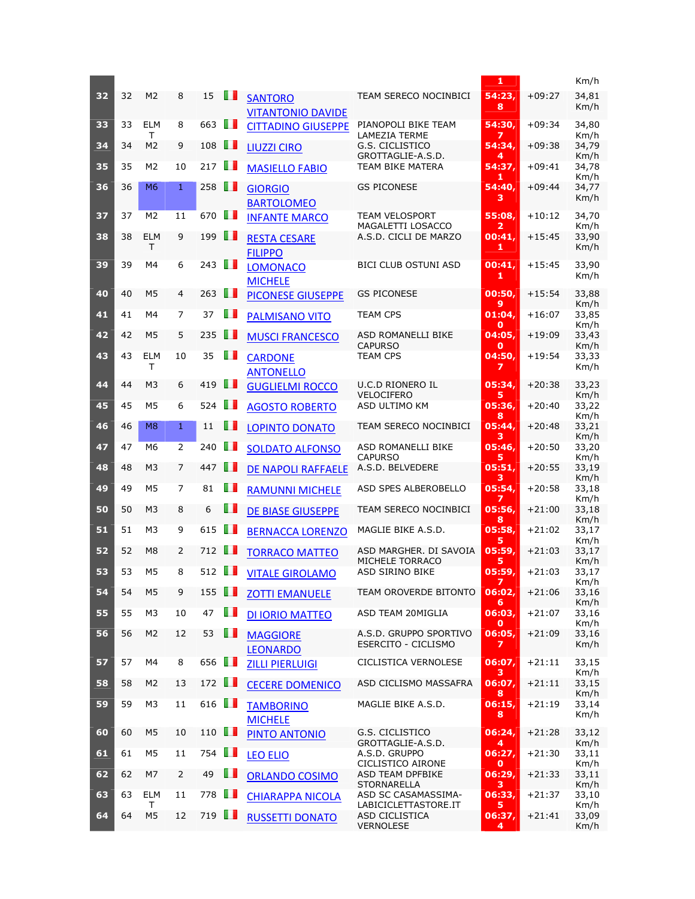| | | | | | | | | | | |
|---|---|---|---|---|---|---|---|---|---|---|
| | | | | | | | | 1 | | Km/h |
| 32 | 32 | M2 | 8 | 15 | | SANTORO VITANTONIO DAVIDE | TEAM SERECO NOCINBICI | 54:23,8 | +09:27 | 34,81 Km/h |
| 33 | 33 | ELMT | 8 | 663 | | CITTADINO GIUSEPPE | PIANOPOLI BIKE TEAM LAMEZIA TERME | 54:30,7 | +09:34 | 34,80 Km/h |
| 34 | 34 | M2 | 9 | 108 | | LIUZZI CIRO | G.S. CICLISTICO GROTTAGLIE-A.S.D. | 54:34,4 | +09:38 | 34,79 Km/h |
| 35 | 35 | M2 | 10 | 217 | | MASIELLO FABIO | TEAM BIKE MATERA | 54:37,1 | +09:41 | 34,78 Km/h |
| 36 | 36 | M6 | 1 | 258 | | GIORGIO BARTOLOMEO | GS PICONESE | 54:40,3 | +09:44 | 34,77 Km/h |
| 37 | 37 | M2 | 11 | 670 | | INFANTE MARCO | TEAM VELOSPORT MAGALETTI LOSACCO | 55:08,2 | +10:12 | 34,70 Km/h |
| 38 | 38 | ELMT | 9 | 199 | | RESTA CESARE FILIPPO | A.S.D. CICLI DE MARZO | 00:41,1 | +15:45 | 33,90 Km/h |
| 39 | 39 | M4 | 6 | 243 | | LOMONACO MICHELE | BICI CLUB OSTUNI ASD | 00:41,1 | +15:45 | 33,90 Km/h |
| 40 | 40 | M5 | 4 | 263 | | PICONESE GIUSEPPE | GS PICONESE | 00:50,9 | +15:54 | 33,88 Km/h |
| 41 | 41 | M4 | 7 | 37 | | PALMISANO VITO | TEAM CPS | 01:04,0 | +16:07 | 33,85 Km/h |
| 42 | 42 | M5 | 5 | 235 | | MUSCI FRANCESCO | ASD ROMANELLI BIKE CAPURSO | 04:05,0 | +19:09 | 33,43 Km/h |
| 43 | 43 | ELMT | 10 | 35 | | CARDONE ANTONELLO | TEAM CPS | 04:50,7 | +19:54 | 33,33 Km/h |
| 44 | 44 | M3 | 6 | 419 | | GUGLIELMI ROCCO | U.C.D RIONERO IL VELOCIFERO | 05:34,5 | +20:38 | 33,23 Km/h |
| 45 | 45 | M5 | 6 | 524 | | AGOSTO ROBERTO | ASD ULTIMO KM | 05:36,8 | +20:40 | 33,22 Km/h |
| 46 | 46 | M8 | 1 | 11 | | LOPINTO DONATO | TEAM SERECO NOCINBICI | 05:44,3 | +20:48 | 33,21 Km/h |
| 47 | 47 | M6 | 2 | 240 | | SOLDATO ALFONSO | ASD ROMANELLI BIKE CAPURSO | 05:46,5 | +20:50 | 33,20 Km/h |
| 48 | 48 | M3 | 7 | 447 | | DE NAPOLI RAFFAELE | A.S.D. BELVEDERE | 05:51,3 | +20:55 | 33,19 Km/h |
| 49 | 49 | M5 | 7 | 81 | | RAMUNNI MICHELE | ASD SPES ALBEROBELLO | 05:54,7 | +20:58 | 33,18 Km/h |
| 50 | 50 | M3 | 8 | 6 | | DE BIASE GIUSEPPE | TEAM SERECO NOCINBICI | 05:56,8 | +21:00 | 33,18 Km/h |
| 51 | 51 | M3 | 9 | 615 | | BERNACCA LORENZO | MAGLIE BIKE A.S.D. | 05:58,5 | +21:02 | 33,17 Km/h |
| 52 | 52 | M8 | 2 | 712 | | TORRACO MATTEO | ASD MARGHER. DI SAVOIA MICHELE TORRACO | 05:59,5 | +21:03 | 33,17 Km/h |
| 53 | 53 | M5 | 8 | 512 | | VITALE GIROLAMO | ASD SIRINO BIKE | 05:59,7 | +21:03 | 33,17 Km/h |
| 54 | 54 | M5 | 9 | 155 | | ZOTTI EMANUELE | TEAM OROVERDE BITONTO | 06:02,6 | +21:06 | 33,16 Km/h |
| 55 | 55 | M3 | 10 | 47 | | DI IORIO MATTEO | ASD TEAM 20MIGLIA | 06:03,0 | +21:07 | 33,16 Km/h |
| 56 | 56 | M2 | 12 | 53 | | MAGGIORE LEONARDO | A.S.D. GRUPPO SPORTIVO ESERCITO - CICLISMO | 06:05,7 | +21:09 | 33,16 Km/h |
| 57 | 57 | M4 | 8 | 656 | | ZILLI PIERLUIGI | CICLISTICA VERNOLESE | 06:07,3 | +21:11 | 33,15 Km/h |
| 58 | 58 | M2 | 13 | 172 | | CECERE DOMENICO | ASD CICLISMO MASSAFRA | 06:07,8 | +21:11 | 33,15 Km/h |
| 59 | 59 | M3 | 11 | 616 | | TAMBORINO MICHELE | MAGLIE BIKE A.S.D. | 06:15,8 | +21:19 | 33,14 Km/h |
| 60 | 60 | M5 | 10 | 110 | | PINTO ANTONIO | G.S. CICLISTICO GROTTAGLIE-A.S.D. | 06:24,4 | +21:28 | 33,12 Km/h |
| 61 | 61 | M5 | 11 | 754 | | LEO ELIO | A.S.D. GRUPPO CICLISTICO AIRONE | 06:27,0 | +21:30 | 33,11 Km/h |
| 62 | 62 | M7 | 2 | 49 | | ORLANDO COSIMO | ASD TEAM DPFBIKE STORNARELLA | 06:29,3 | +21:33 | 33,11 Km/h |
| 63 | 63 | ELMT | 11 | 778 | | CHIARAPPA NICOLA | ASD SC CASAMASSIMA-LABICICLETTASTORE.IT | 06:33,5 | +21:37 | 33,10 Km/h |
| 64 | 64 | M5 | 12 | 719 | | RUSSETTI DONATO | ASD CICLISTICA VERNOLESE | 06:37,4 | +21:41 | 33,09 Km/h |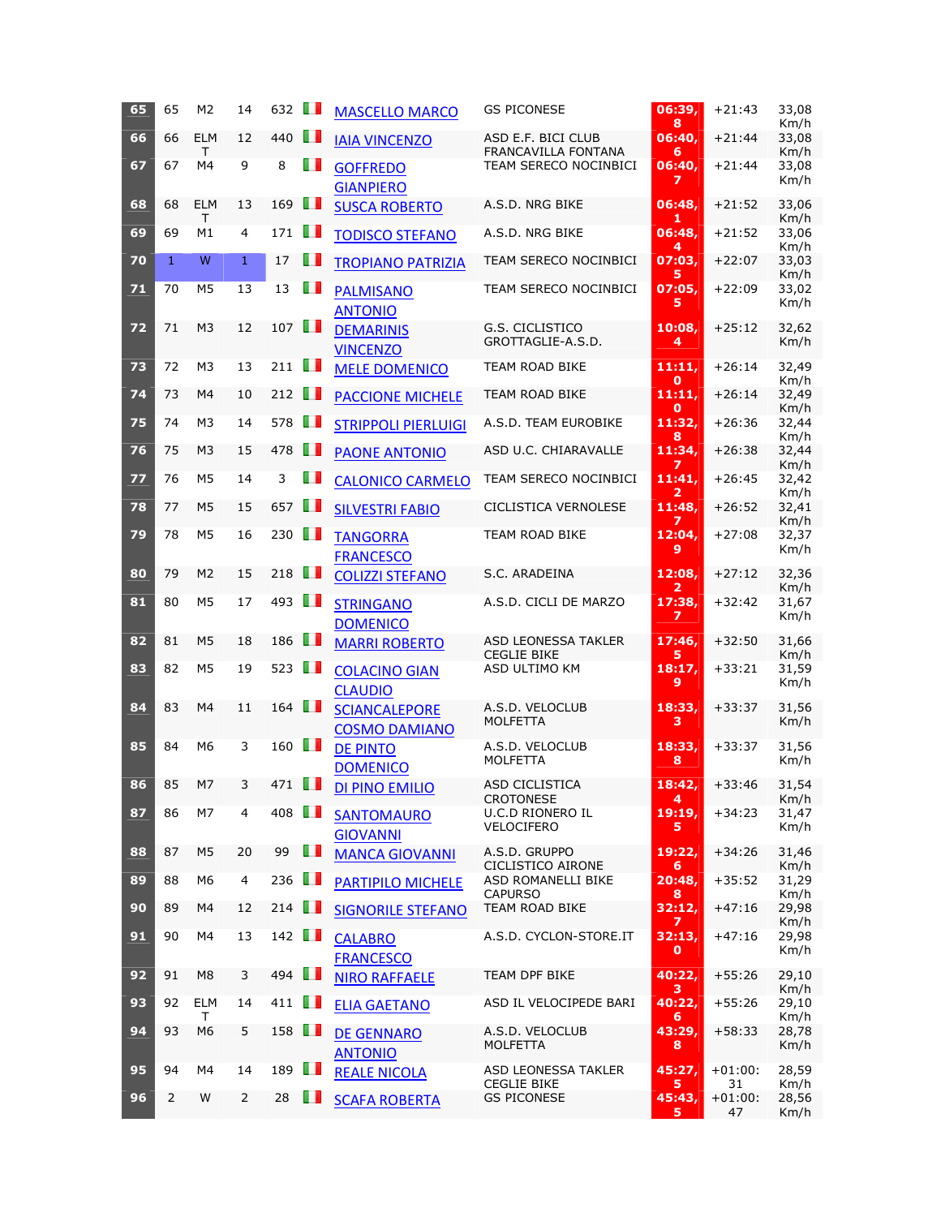| 65 | 65 | M2 | 14 | 632 | | MASCELLO MARCO | GS PICONESE | 06:39,8 | +21:43 | 33,08 Km/h |
|---|---|---|---|---|---|---|---|---|---|---|
| 66 | 66 | ELMT | 12 | 440 | | IAIA VINCENZO | ASD E.F. BICI CLUB FRANCAVILLA FONTANA | 06:40,6 | +21:44 | 33,08 Km/h |
| 67 | 67 | M4 | 9 | 8 | | GOFFREDO GIANPIERO | TEAM SERECO NOCINBICI | 06:40,7 | +21:44 | 33,08 Km/h |
| 68 | 68 | ELMT | 13 | 169 | | SUSCA ROBERTO | A.S.D. NRG BIKE | 06:48,1 | +21:52 | 33,06 Km/h |
| 69 | 69 | M1 | 4 | 171 | | TODISCO STEFANO | A.S.D. NRG BIKE | 06:48,4 | +21:52 | 33,06 Km/h |
| 70 | 1 | W | 1 | 17 | | TROPIANO PATRIZIA | TEAM SERECO NOCINBICI | 07:03,5 | +22:07 | 33,03 Km/h |
| 71 | 70 | M5 | 13 | 13 | | PALMISANO ANTONIO | TEAM SERECO NOCINBICI | 07:05,5 | +22:09 | 33,02 Km/h |
| 72 | 71 | M3 | 12 | 107 | | DEMARINIS VINCENZO | G.S. CICLISTICO GROTTAGLIE-A.S.D. | 10:08,4 | +25:12 | 32,62 Km/h |
| 73 | 72 | M3 | 13 | 211 | | MELE DOMENICO | TEAM ROAD BIKE | 11:11,0 | +26:14 | 32,49 Km/h |
| 74 | 73 | M4 | 10 | 212 | | PACCIONE MICHELE | TEAM ROAD BIKE | 11:11,0 | +26:14 | 32,49 Km/h |
| 75 | 74 | M3 | 14 | 578 | | STRIPPOLI PIERLUIGI | A.S.D. TEAM EUROBIKE | 11:32,8 | +26:36 | 32,44 Km/h |
| 76 | 75 | M3 | 15 | 478 | | PAONE ANTONIO | ASD U.C. CHIARAVALLE | 11:34,7 | +26:38 | 32,44 Km/h |
| 77 | 76 | M5 | 14 | 3 | | CALONICO CARMELO | TEAM SERECO NOCINBICI | 11:41,2 | +26:45 | 32,42 Km/h |
| 78 | 77 | M5 | 15 | 657 | | SILVESTRI FABIO | CICLISTICA VERNOLESE | 11:48,7 | +26:52 | 32,41 Km/h |
| 79 | 78 | M5 | 16 | 230 | | TANGORRA FRANCESCO | TEAM ROAD BIKE | 12:04,9 | +27:08 | 32,37 Km/h |
| 80 | 79 | M2 | 15 | 218 | | COLIZZI STEFANO | S.C. ARADEINA | 12:08,2 | +27:12 | 32,36 Km/h |
| 81 | 80 | M5 | 17 | 493 | | STRINGANO DOMENICO | A.S.D. CICLI DE MARZO | 17:38,7 | +32:42 | 31,67 Km/h |
| 82 | 81 | M5 | 18 | 186 | | MARRI ROBERTO | ASD LEONESSA TAKLER CEGLIE BIKE | 17:46,5 | +32:50 | 31,66 Km/h |
| 83 | 82 | M5 | 19 | 523 | | COLACINO GIAN CLAUDIO | ASD ULTIMO KM | 18:17,9 | +33:21 | 31,59 Km/h |
| 84 | 83 | M4 | 11 | 164 | | SCIANCALEPORE COSMO DAMIANO | A.S.D. VELOCLUB MOLFETTA | 18:33,3 | +33:37 | 31,56 Km/h |
| 85 | 84 | M6 | 3 | 160 | | DE PINTO DOMENICO | A.S.D. VELOCLUB MOLFETTA | 18:33,8 | +33:37 | 31,56 Km/h |
| 86 | 85 | M7 | 3 | 471 | | DI PINO EMILIO | ASD CICLISTICA CROTONESE | 18:42,4 | +33:46 | 31,54 Km/h |
| 87 | 86 | M7 | 4 | 408 | | SANTOMAURO GIOVANNI | U.C.D RIONERO IL VELOCIFERO | 19:19,5 | +34:23 | 31,47 Km/h |
| 88 | 87 | M5 | 20 | 99 | | MANCA GIOVANNI | A.S.D. GRUPPO CICLISTICO AIRONE | 19:22,6 | +34:26 | 31,46 Km/h |
| 89 | 88 | M6 | 4 | 236 | | PARTIPILO MICHELE | ASD ROMANELLI BIKE CAPURSO | 20:48,8 | +35:52 | 31,29 Km/h |
| 90 | 89 | M4 | 12 | 214 | | SIGNORILE STEFANO | TEAM ROAD BIKE | 32:12,7 | +47:16 | 29,98 Km/h |
| 91 | 90 | M4 | 13 | 142 | | CALABRO FRANCESCO | A.S.D. CYCLON-STORE.IT | 32:13,0 | +47:16 | 29,98 Km/h |
| 92 | 91 | M8 | 3 | 494 | | NIRO RAFFAELE | TEAM DPF BIKE | 40:22,3 | +55:26 | 29,10 Km/h |
| 93 | 92 | ELMT | 14 | 411 | | ELIA GAETANO | ASD IL VELOCIPEDE BARI | 40:22,6 | +55:26 | 29,10 Km/h |
| 94 | 93 | M6 | 5 | 158 | | DE GENNARO ANTONIO | A.S.D. VELOCLUB MOLFETTA | 43:29,8 | +58:33 | 28,78 Km/h |
| 95 | 94 | M4 | 14 | 189 | | REALE NICOLA | ASD LEONESSA TAKLER CEGLIE BIKE | 45:27,5 | +01:00:31 | 28,59 Km/h |
| 96 | 2 | W | 2 | 28 | | SCAFA ROBERTA | GS PICONESE | 45:43,5 | +01:00:47 | 28,56 Km/h |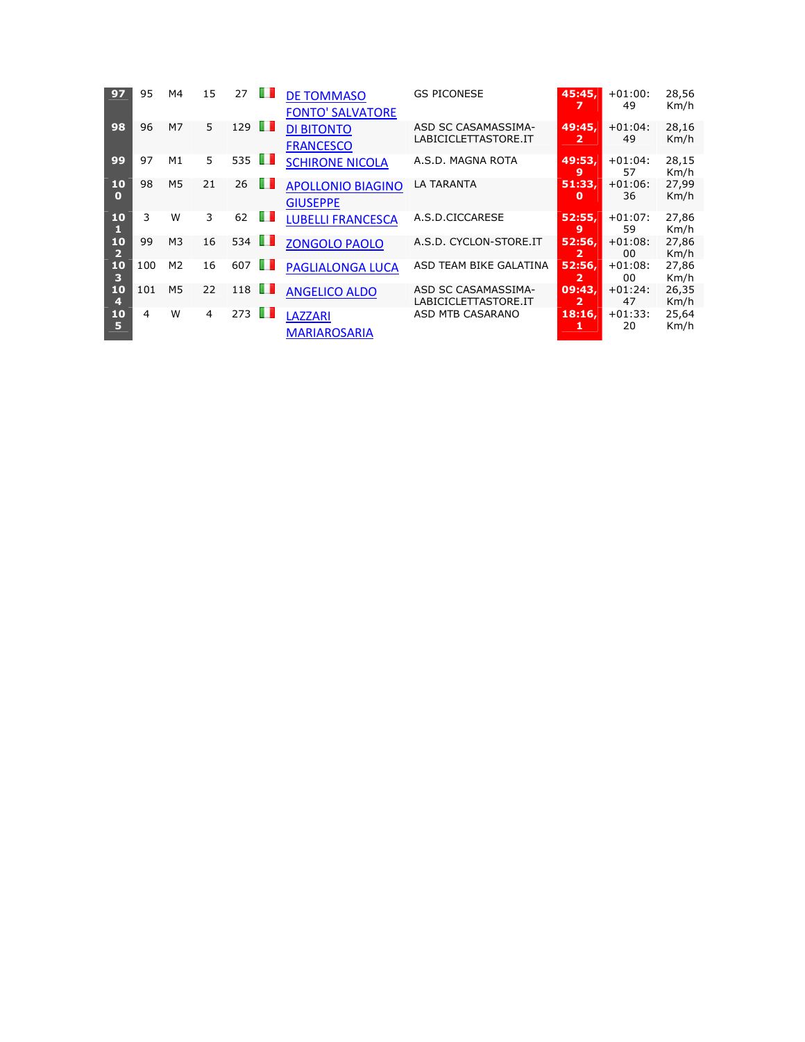| | | | | | | | | | | |
|---|---|---|---|---|---|---|---|---|---|---|
| 97 | 95 | M4 | 15 | 27 | | DE TOMMASO FONTO' SALVATORE | GS PICONESE | 45:45,7 | +01:00:49 | 28,56 Km/h |
| 98 | 96 | M7 | 5 | 129 | | DI BITONTO FRANCESCO | ASD SC CASAMASSIMA-LABICICLETTASTORE.IT | 49:45,2 | +01:04:49 | 28,16 Km/h |
| 99 | 97 | M1 | 5 | 535 | | SCHIRONE NICOLA | A.S.D. MAGNA ROTA | 49:53,9 | +01:04:57 | 28,15 Km/h |
| 100 | 98 | M5 | 21 | 26 | | APOLLONIO BIAGINO GIUSEPPE | LA TARANTA | 51:33,0 | +01:06:36 | 27,99 Km/h |
| 101 | 3 | W | 3 | 62 | | LUBELLI FRANCESCA | A.S.D.CICCARESE | 52:55,9 | +01:07:59 | 27,86 Km/h |
| 102 | 99 | M3 | 16 | 534 | | ZONGOLO PAOLO | A.S.D. CYCLON-STORE.IT | 52:56,2 | +01:08:00 | 27,86 Km/h |
| 103 | 100 | M2 | 16 | 607 | | PAGLIALONGA LUCA | ASD TEAM BIKE GALATINA | 52:56,2 | +01:08:00 | 27,86 Km/h |
| 104 | 101 | M5 | 22 | 118 | | ANGELICO ALDO | ASD SC CASAMASSIMA-LABICICLETTASTORE.IT | 09:43,2 | +01:24:47 | 26,35 Km/h |
| 105 | 4 | W | 4 | 273 | | LAZZARI MARIAROSARIA | ASD MTB CASARANO | 18:16,1 | +01:33:20 | 25,64 Km/h |